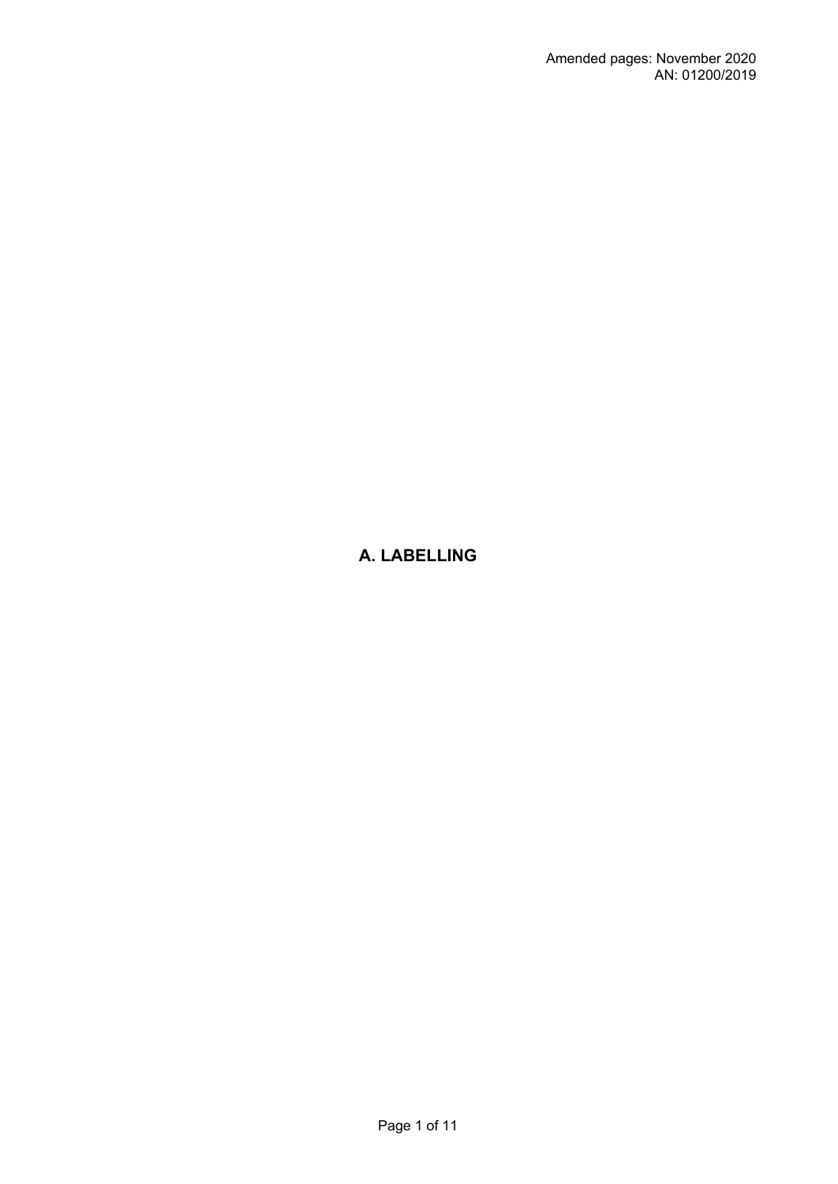Amended pages: November 2020
AN: 01200/2019

# A. LABELLING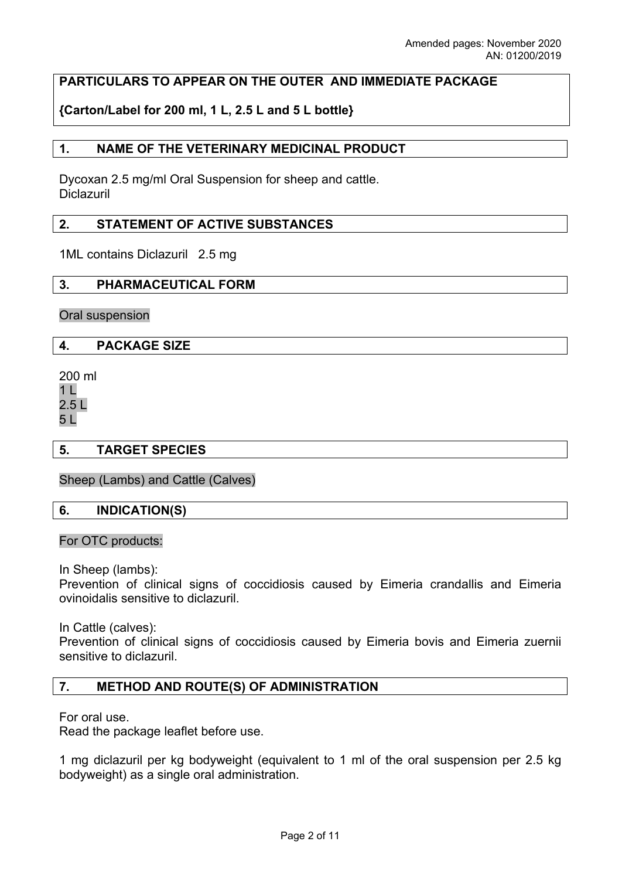**PARTICULARS TO APPEAR ON THE OUTER AND IMMEDIATE PACKAGE**

**{Carton/Label for 200 ml, 1 L, 2.5 L and 5 L bottle}**

## 1. NAME OF THE VETERINARY MEDICINAL PRODUCT

Dycoxan 2.5 mg/ml Oral Suspension for sheep and cattle.
Diclazuril

## 2. STATEMENT OF ACTIVE SUBSTANCES

1ML contains Diclazuril 2.5 mg

## 3. PHARMACEUTICAL FORM

Oral suspension

## 4. PACKAGE SIZE

200 ml
1 L
2.5 L
5 L

## 5. TARGET SPECIES

Sheep (Lambs) and Cattle (Calves)

## 6. INDICATION(S)

For OTC products:

In Sheep (lambs):
Prevention of clinical signs of coccidiosis caused by Eimeria crandallis and Eimeria ovinoidalis sensitive to diclazuril.

In Cattle (calves):
Prevention of clinical signs of coccidiosis caused by Eimeria bovis and Eimeria zuernii sensitive to diclazuril.

## 7. METHOD AND ROUTE(S) OF ADMINISTRATION

For oral use.
Read the package leaflet before use.

1 mg diclazuril per kg bodyweight (equivalent to 1 ml of the oral suspension per 2.5 kg bodyweight) as a single oral administration.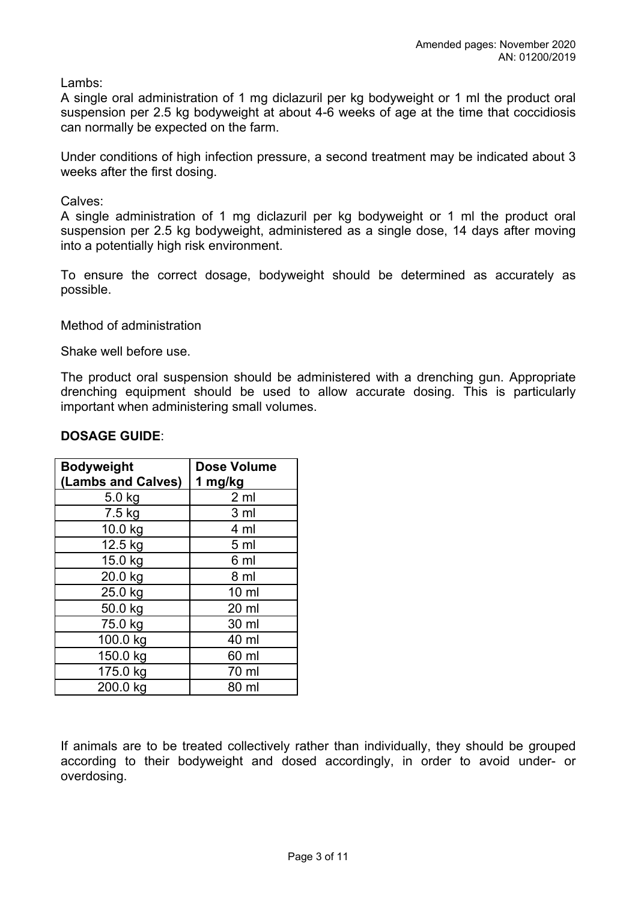Lambs:
A single oral administration of 1 mg diclazuril per kg bodyweight or 1 ml the product oral suspension per 2.5 kg bodyweight at about 4-6 weeks of age at the time that coccidiosis can normally be expected on the farm.

Under conditions of high infection pressure, a second treatment may be indicated about 3 weeks after the first dosing.

Calves:
A single administration of 1 mg diclazuril per kg bodyweight or 1 ml the product oral suspension per 2.5 kg bodyweight, administered as a single dose, 14 days after moving into a potentially high risk environment.

To ensure the correct dosage, bodyweight should be determined as accurately as possible.

Method of administration

Shake well before use.

The product oral suspension should be administered with a drenching gun. Appropriate drenching equipment should be used to allow accurate dosing. This is particularly important when administering small volumes.

**DOSAGE GUIDE**:

| Bodyweight (Lambs and Calves) | Dose Volume 1 mg/kg |
|---|---|
| 5.0 kg | 2 ml |
| 7.5 kg | 3 ml |
| 10.0 kg | 4 ml |
| 12.5 kg | 5 ml |
| 15.0 kg | 6 ml |
| 20.0 kg | 8 ml |
| 25.0 kg | 10 ml |
| 50.0 kg | 20 ml |
| 75.0 kg | 30 ml |
| 100.0 kg | 40 ml |
| 150.0 kg | 60 ml |
| 175.0 kg | 70 ml |
| 200.0 kg | 80 ml |

If animals are to be treated collectively rather than individually, they should be grouped according to their bodyweight and dosed accordingly, in order to avoid under- or overdosing.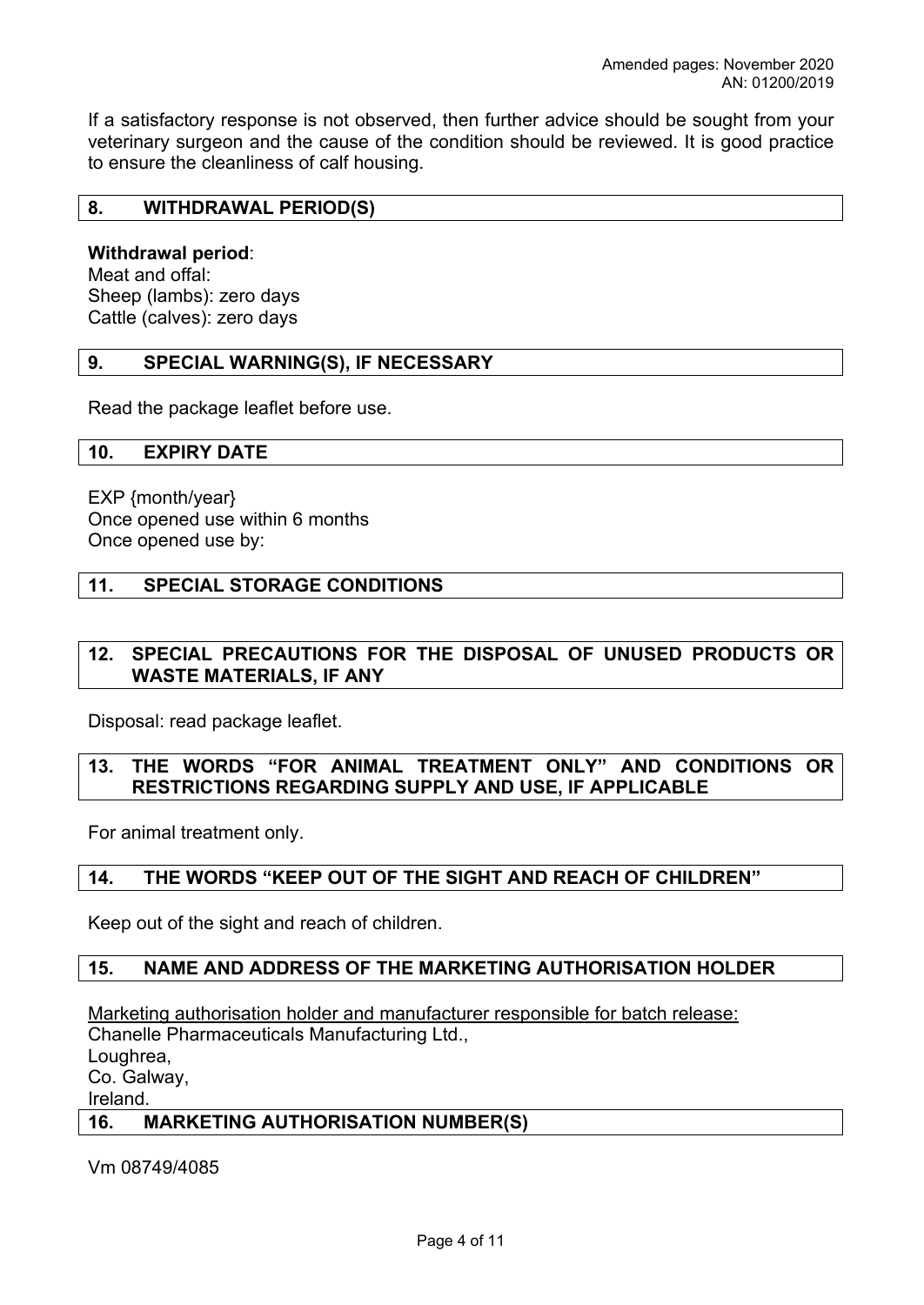If a satisfactory response is not observed, then further advice should be sought from your veterinary surgeon and the cause of the condition should be reviewed. It is good practice to ensure the cleanliness of calf housing.

## 8. WITHDRAWAL PERIOD(S)

**Withdrawal period**:
Meat and offal:
Sheep (lambs): zero days
Cattle (calves): zero days

## 9. SPECIAL WARNING(S), IF NECESSARY

Read the package leaflet before use.

## 10. EXPIRY DATE

EXP {month/year}
Once opened use within 6 months
Once opened use by:

## 11. SPECIAL STORAGE CONDITIONS

## 12. SPECIAL PRECAUTIONS FOR THE DISPOSAL OF UNUSED PRODUCTS OR WASTE MATERIALS, IF ANY

Disposal: read package leaflet.

## 13. THE WORDS "FOR ANIMAL TREATMENT ONLY" AND CONDITIONS OR RESTRICTIONS REGARDING SUPPLY AND USE, IF APPLICABLE

For animal treatment only.

## 14. THE WORDS "KEEP OUT OF THE SIGHT AND REACH OF CHILDREN"

Keep out of the sight and reach of children.

## 15. NAME AND ADDRESS OF THE MARKETING AUTHORISATION HOLDER

Marketing authorisation holder and manufacturer responsible for batch release:
Chanelle Pharmaceuticals Manufacturing Ltd.,
Loughrea,
Co. Galway,
Ireland.

## 16. MARKETING AUTHORISATION NUMBER(S)

Vm 08749/4085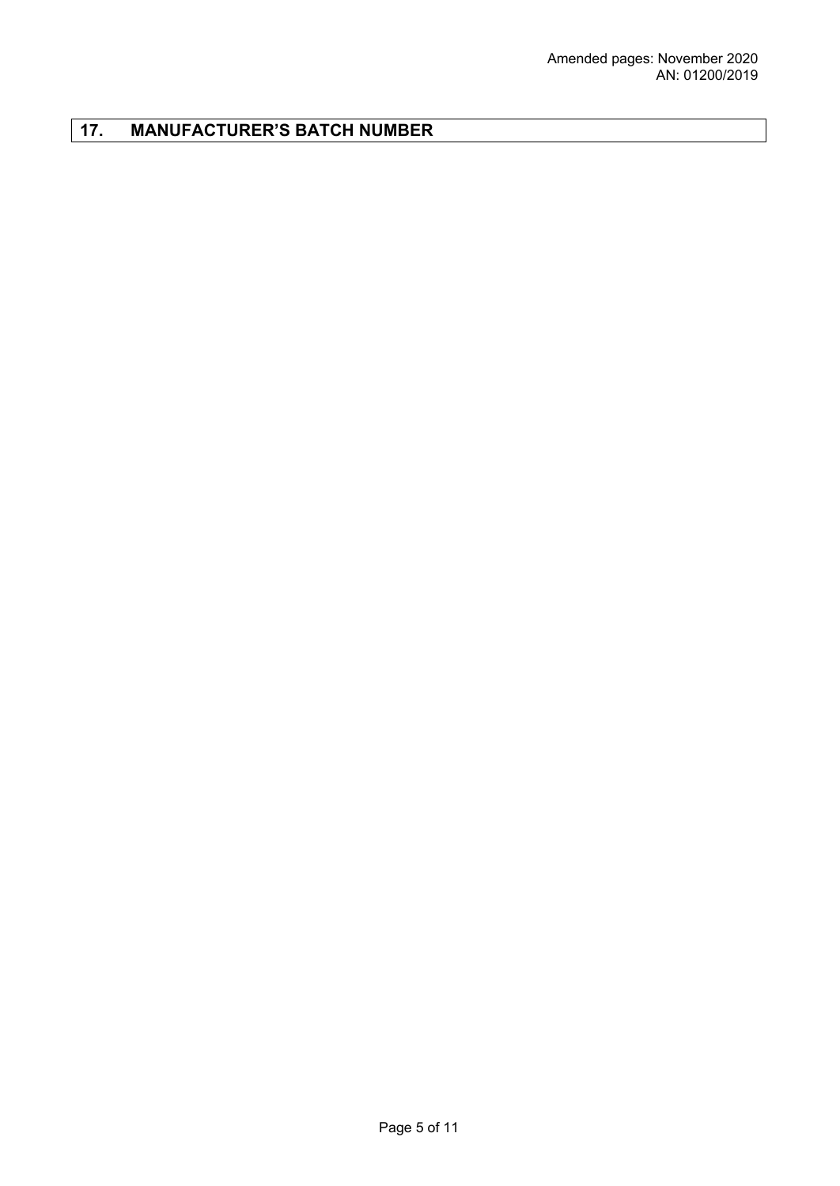## 17. MANUFACTURER'S BATCH NUMBER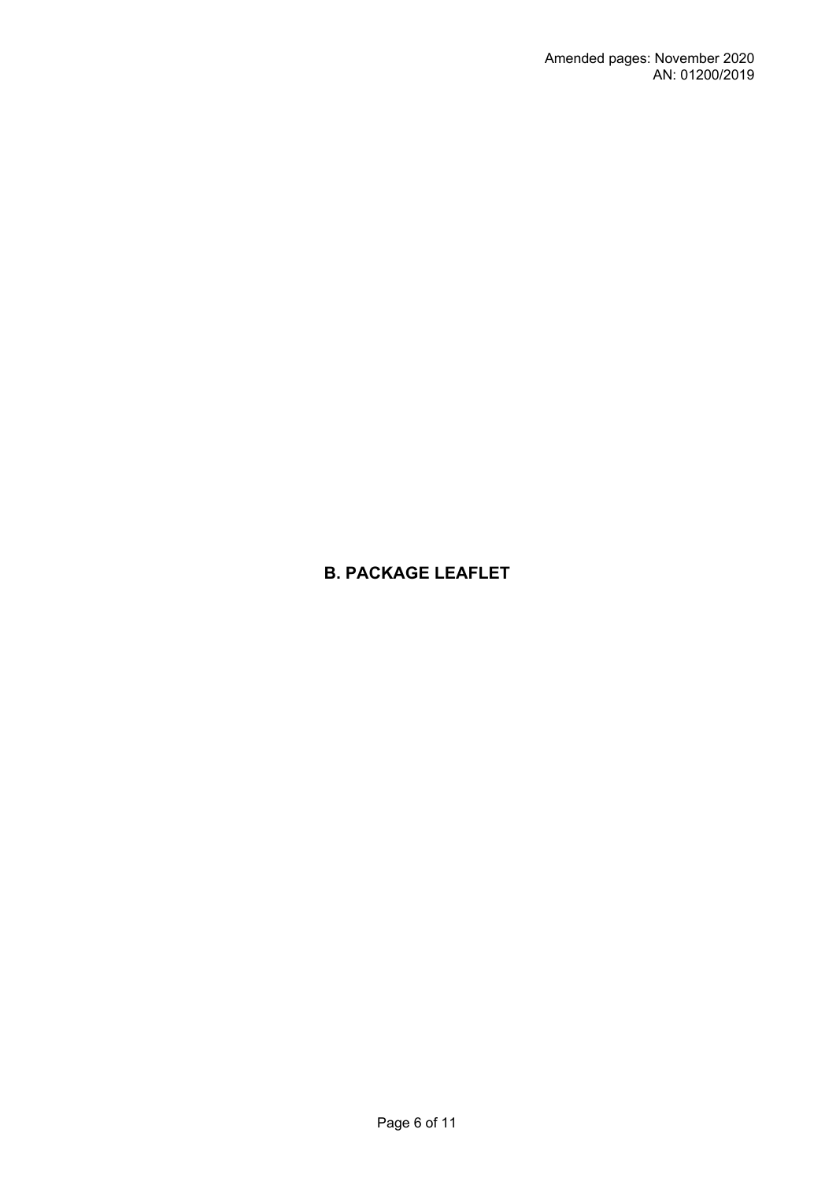# B. PACKAGE LEAFLET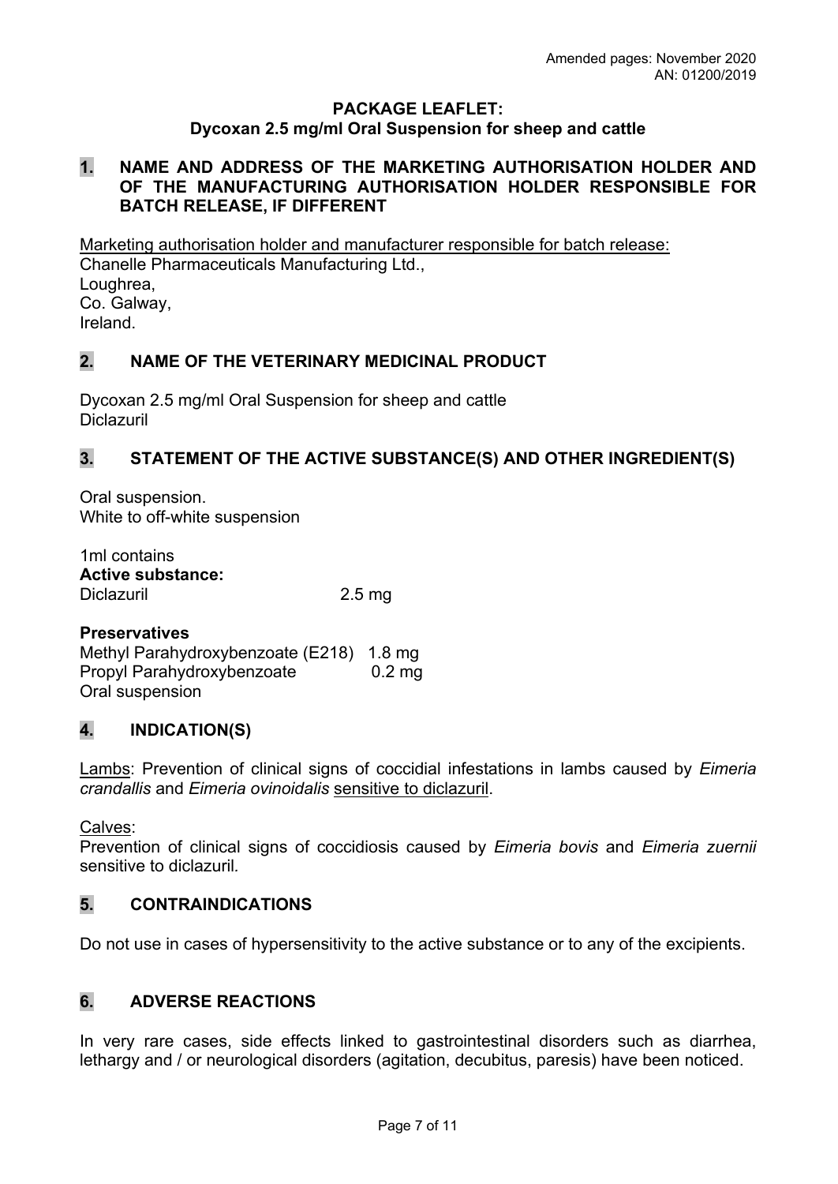Amended pages: November 2020
AN: 01200/2019

**PACKAGE LEAFLET:**
**Dycoxan 2.5 mg/ml Oral Suspension for sheep and cattle**

## 1. NAME AND ADDRESS OF THE MARKETING AUTHORISATION HOLDER AND OF THE MANUFACTURING AUTHORISATION HOLDER RESPONSIBLE FOR BATCH RELEASE, IF DIFFERENT

Marketing authorisation holder and manufacturer responsible for batch release:
Chanelle Pharmaceuticals Manufacturing Ltd.,
Loughrea,
Co. Galway,
Ireland.

## 2. NAME OF THE VETERINARY MEDICINAL PRODUCT

Dycoxan 2.5 mg/ml Oral Suspension for sheep and cattle
Diclazuril

## 3. STATEMENT OF THE ACTIVE SUBSTANCE(S) AND OTHER INGREDIENT(S)

Oral suspension.
White to off-white suspension

1ml contains
**Active substance:**
Diclazuril 2.5 mg

**Preservatives**
Methyl Parahydroxybenzoate (E218) 1.8 mg
Propyl Parahydroxybenzoate 0.2 mg
Oral suspension

## 4. INDICATION(S)

Lambs: Prevention of clinical signs of coccidial infestations in lambs caused by *Eimeria crandallis* and *Eimeria ovinoidalis* sensitive to diclazuril.

Calves:
Prevention of clinical signs of coccidiosis caused by *Eimeria bovis* and *Eimeria zuernii* sensitive to diclazuril*.*

## 5. CONTRAINDICATIONS

Do not use in cases of hypersensitivity to the active substance or to any of the excipients.

## 6. ADVERSE REACTIONS

In very rare cases, side effects linked to gastrointestinal disorders such as diarrhea, lethargy and / or neurological disorders (agitation, decubitus, paresis) have been noticed.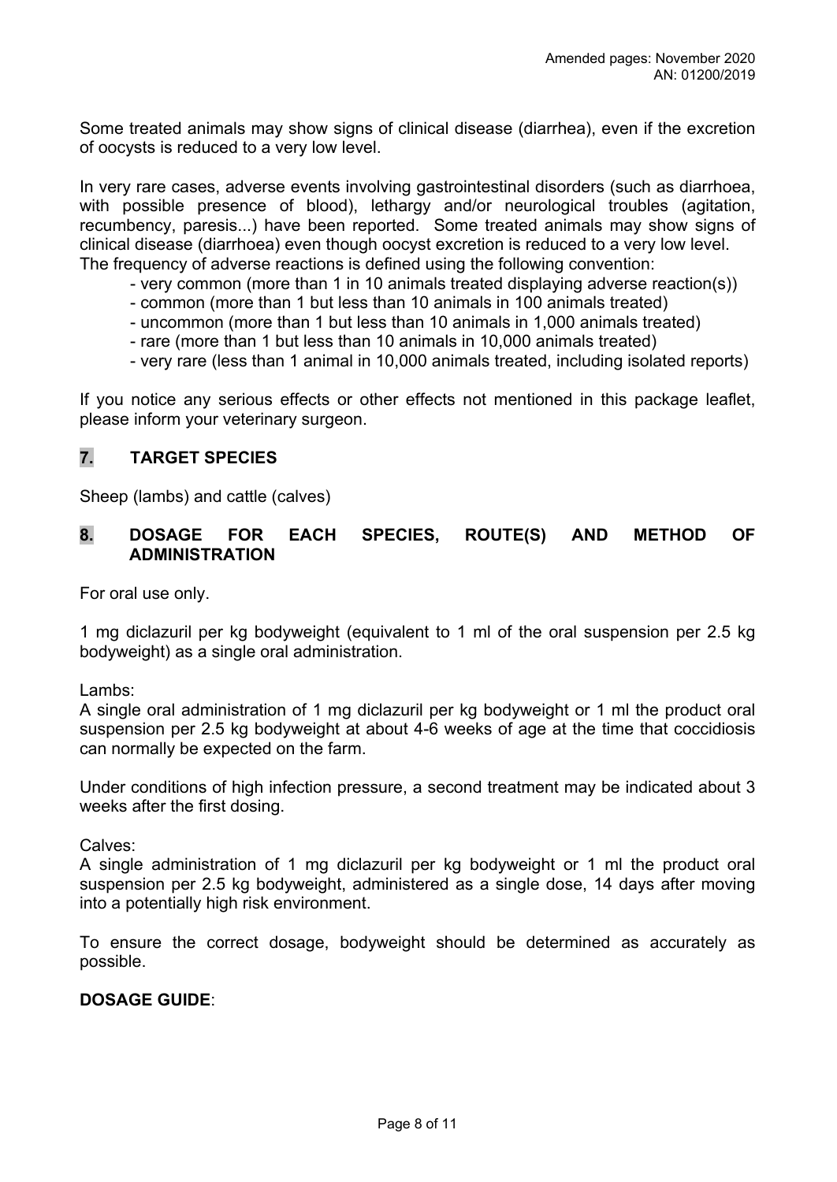Some treated animals may show signs of clinical disease (diarrhea), even if the excretion of oocysts is reduced to a very low level.

In very rare cases, adverse events involving gastrointestinal disorders (such as diarrhoea, with possible presence of blood), lethargy and/or neurological troubles (agitation, recumbency, paresis...) have been reported. Some treated animals may show signs of clinical disease (diarrhoea) even though oocyst excretion is reduced to a very low level.
The frequency of adverse reactions is defined using the following convention:

- very common (more than 1 in 10 animals treated displaying adverse reaction(s))
- common (more than 1 but less than 10 animals in 100 animals treated)
- uncommon (more than 1 but less than 10 animals in 1,000 animals treated)
- rare (more than 1 but less than 10 animals in 10,000 animals treated)
- very rare (less than 1 animal in 10,000 animals treated, including isolated reports)

If you notice any serious effects or other effects not mentioned in this package leaflet, please inform your veterinary surgeon.

## 7. TARGET SPECIES

Sheep (lambs) and cattle (calves)

## 8. DOSAGE FOR EACH SPECIES, ROUTE(S) AND METHOD OF ADMINISTRATION

For oral use only.

1 mg diclazuril per kg bodyweight (equivalent to 1 ml of the oral suspension per 2.5 kg bodyweight) as a single oral administration.

Lambs:
A single oral administration of 1 mg diclazuril per kg bodyweight or 1 ml the product oral suspension per 2.5 kg bodyweight at about 4-6 weeks of age at the time that coccidiosis can normally be expected on the farm.

Under conditions of high infection pressure, a second treatment may be indicated about 3 weeks after the first dosing.

Calves:
A single administration of 1 mg diclazuril per kg bodyweight or 1 ml the product oral suspension per 2.5 kg bodyweight, administered as a single dose, 14 days after moving into a potentially high risk environment.

To ensure the correct dosage, bodyweight should be determined as accurately as possible.

**DOSAGE GUIDE**: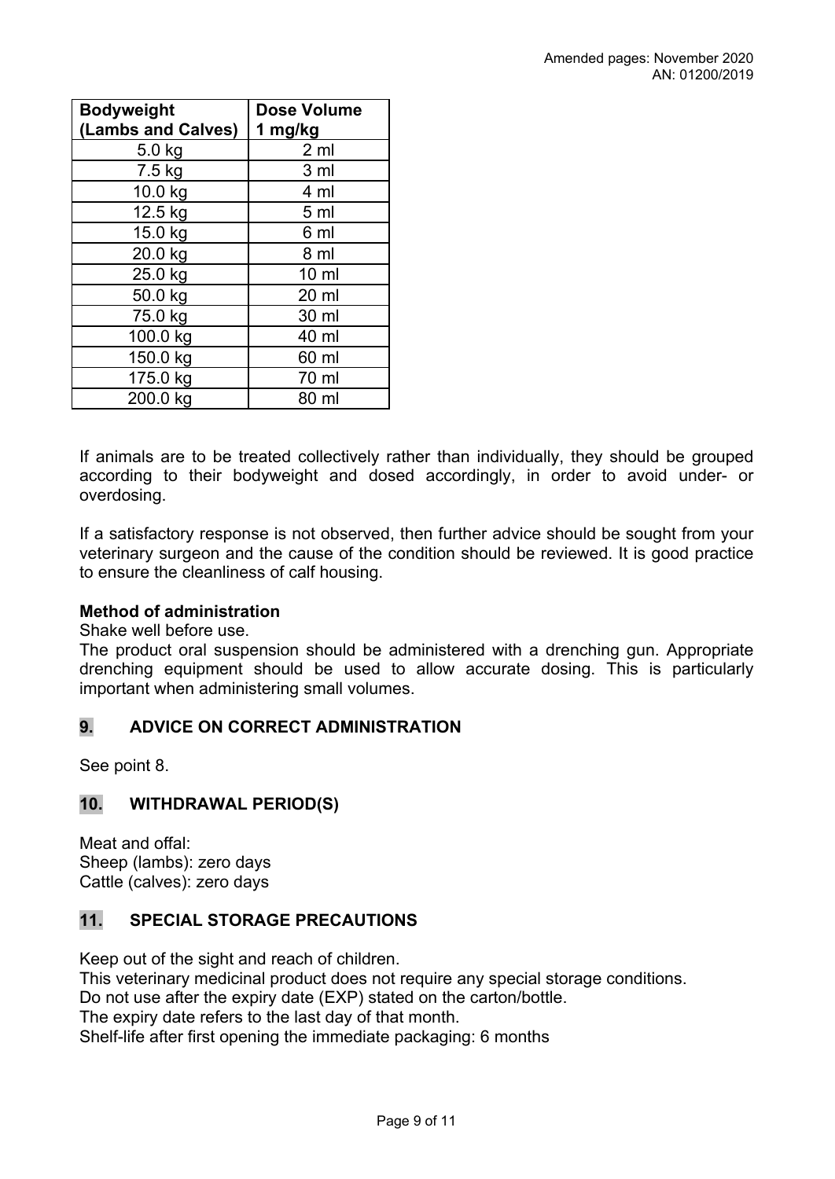| Bodyweight (Lambs and Calves) | Dose Volume 1 mg/kg |
|---|---|
| 5.0 kg | 2 ml |
| 7.5 kg | 3 ml |
| 10.0 kg | 4 ml |
| 12.5 kg | 5 ml |
| 15.0 kg | 6 ml |
| 20.0 kg | 8 ml |
| 25.0 kg | 10 ml |
| 50.0 kg | 20 ml |
| 75.0 kg | 30 ml |
| 100.0 kg | 40 ml |
| 150.0 kg | 60 ml |
| 175.0 kg | 70 ml |
| 200.0 kg | 80 ml |

If animals are to be treated collectively rather than individually, they should be grouped according to their bodyweight and dosed accordingly, in order to avoid under- or overdosing.

If a satisfactory response is not observed, then further advice should be sought from your veterinary surgeon and the cause of the condition should be reviewed. It is good practice to ensure the cleanliness of calf housing.

**Method of administration**

Shake well before use.

The product oral suspension should be administered with a drenching gun. Appropriate drenching equipment should be used to allow accurate dosing. This is particularly important when administering small volumes.

## 9. ADVICE ON CORRECT ADMINISTRATION

See point 8.

## 10. WITHDRAWAL PERIOD(S)

Meat and offal:
Sheep (lambs): zero days
Cattle (calves): zero days

## 11. SPECIAL STORAGE PRECAUTIONS

Keep out of the sight and reach of children.
This veterinary medicinal product does not require any special storage conditions.
Do not use after the expiry date (EXP) stated on the carton/bottle.
The expiry date refers to the last day of that month.
Shelf-life after first opening the immediate packaging: 6 months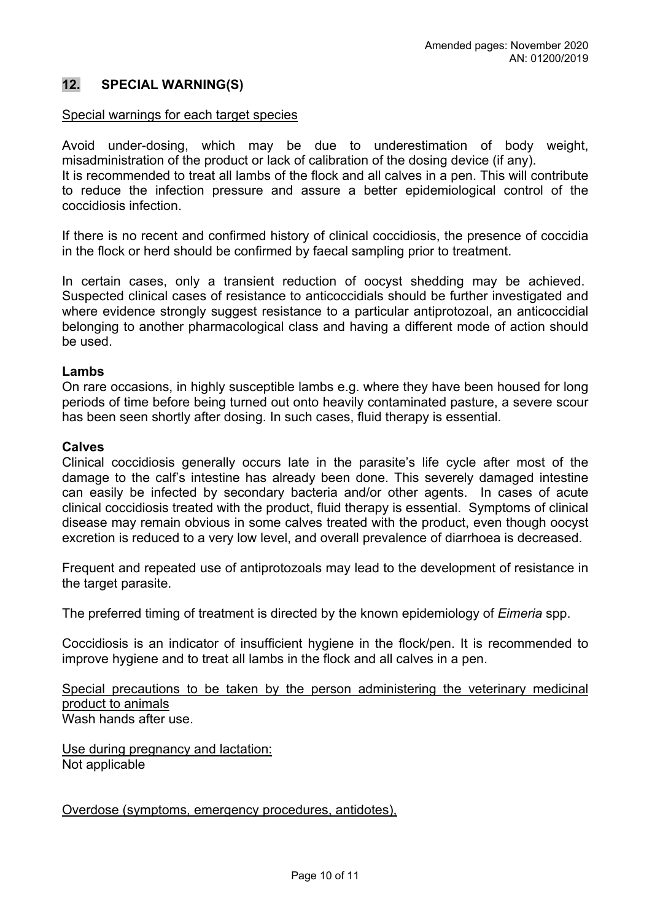## 12. SPECIAL WARNING(S)

Special warnings for each target species

Avoid under-dosing, which may be due to underestimation of body weight, misadministration of the product or lack of calibration of the dosing device (if any).
It is recommended to treat all lambs of the flock and all calves in a pen. This will contribute to reduce the infection pressure and assure a better epidemiological control of the coccidiosis infection.

If there is no recent and confirmed history of clinical coccidiosis, the presence of coccidia in the flock or herd should be confirmed by faecal sampling prior to treatment.

In certain cases, only a transient reduction of oocyst shedding may be achieved. Suspected clinical cases of resistance to anticoccidials should be further investigated and where evidence strongly suggest resistance to a particular antiprotozoal, an anticoccidial belonging to another pharmacological class and having a different mode of action should be used.

**Lambs**
On rare occasions, in highly susceptible lambs e.g. where they have been housed for long periods of time before being turned out onto heavily contaminated pasture, a severe scour has been seen shortly after dosing. In such cases, fluid therapy is essential.

**Calves**
Clinical coccidiosis generally occurs late in the parasite's life cycle after most of the damage to the calf's intestine has already been done. This severely damaged intestine can easily be infected by secondary bacteria and/or other agents. In cases of acute clinical coccidiosis treated with the product, fluid therapy is essential. Symptoms of clinical disease may remain obvious in some calves treated with the product, even though oocyst excretion is reduced to a very low level, and overall prevalence of diarrhoea is decreased.

Frequent and repeated use of antiprotozoals may lead to the development of resistance in the target parasite.

The preferred timing of treatment is directed by the known epidemiology of *Eimeria* spp.

Coccidiosis is an indicator of insufficient hygiene in the flock/pen. It is recommended to improve hygiene and to treat all lambs in the flock and all calves in a pen.

Special precautions to be taken by the person administering the veterinary medicinal product to animals
Wash hands after use.

Use during pregnancy and lactation:
Not applicable

Overdose (symptoms, emergency procedures, antidotes),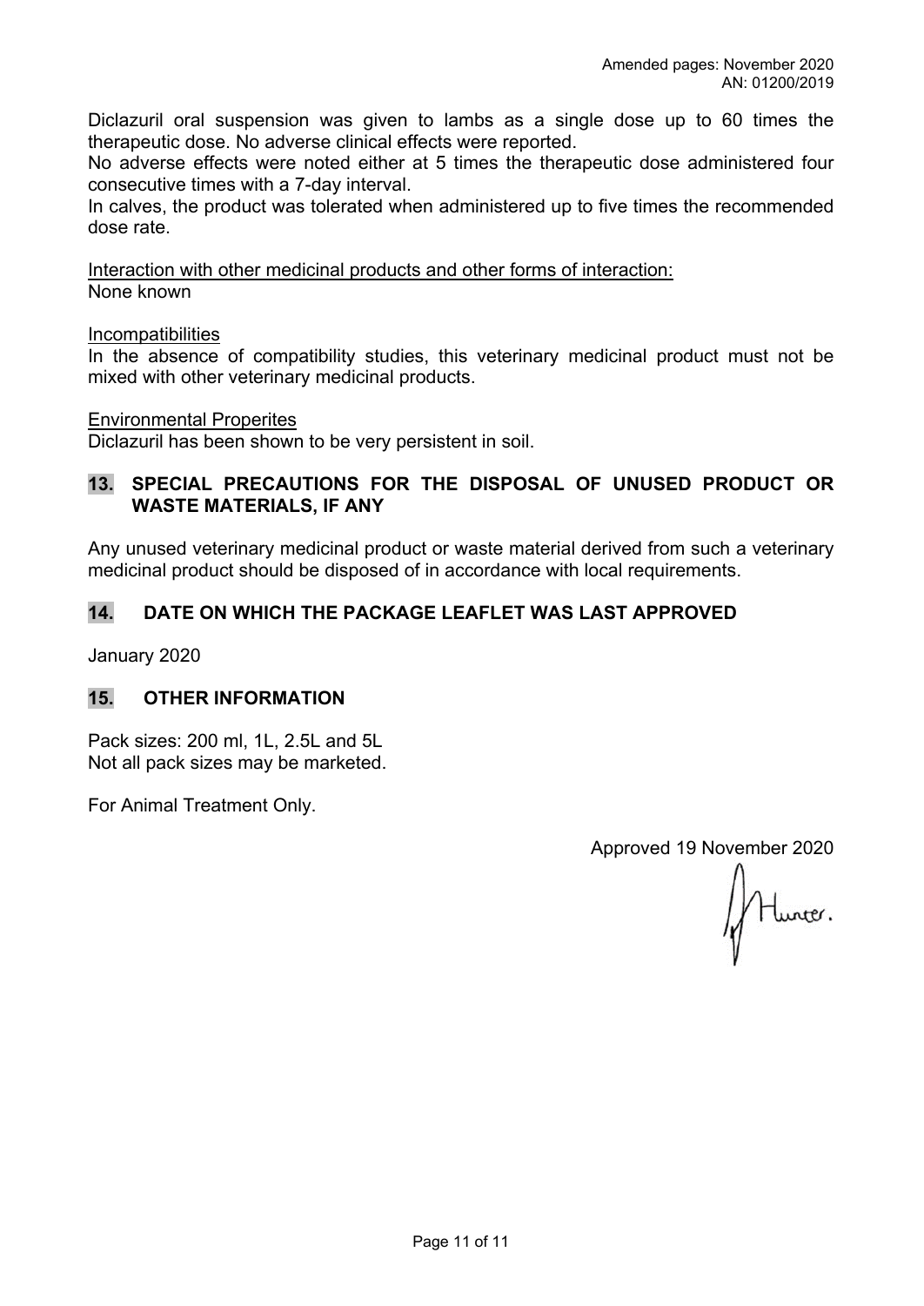Diclazuril oral suspension was given to lambs as a single dose up to 60 times the therapeutic dose. No adverse clinical effects were reported.
No adverse effects were noted either at 5 times the therapeutic dose administered four consecutive times with a 7-day interval.
In calves, the product was tolerated when administered up to five times the recommended dose rate.

Interaction with other medicinal products and other forms of interaction:
None known

Incompatibilities
In the absence of compatibility studies, this veterinary medicinal product must not be mixed with other veterinary medicinal products.

Environmental Properites
Diclazuril has been shown to be very persistent in soil.

## 13. SPECIAL PRECAUTIONS FOR THE DISPOSAL OF UNUSED PRODUCT OR WASTE MATERIALS, IF ANY

Any unused veterinary medicinal product or waste material derived from such a veterinary medicinal product should be disposed of in accordance with local requirements.

## 14. DATE ON WHICH THE PACKAGE LEAFLET WAS LAST APPROVED

January 2020

## 15. OTHER INFORMATION

Pack sizes: 200 ml, 1L, 2.5L and 5L
Not all pack sizes may be marketed.

For Animal Treatment Only.

Approved 19 November 2020

Hunter.